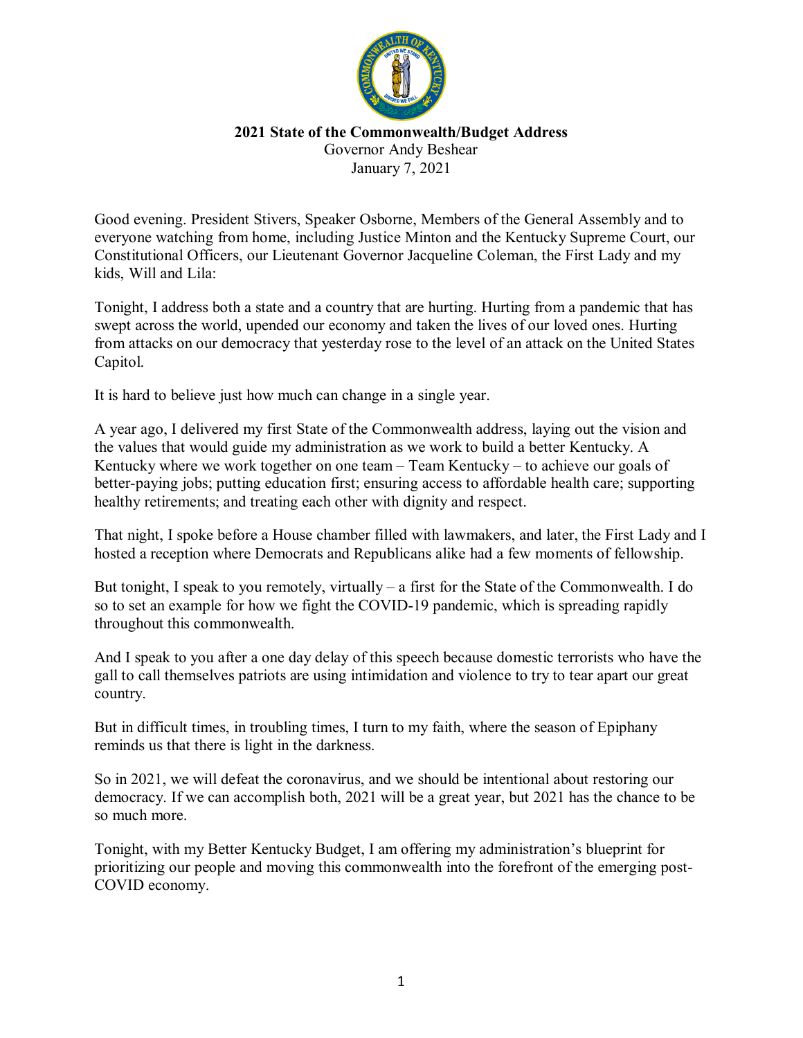**2021 State of the Commonwealth/Budget Address**

Governor Andy Beshear

January 7, 2021

Good evening. President Stivers, Speaker Osborne, Members of the General Assembly and to everyone watching from home, including Justice Minton and the Kentucky Supreme Court, our Constitutional Officers, our Lieutenant Governor Jacqueline Coleman, the First Lady and my kids, Will and Lila:

Tonight, I address both a state and a country that are hurting. Hurting from a pandemic that has swept across the world, upended our economy and taken the lives of our loved ones. Hurting from attacks on our democracy that yesterday rose to the level of an attack on the United States Capitol.

It is hard to believe just how much can change in a single year.

A year ago, I delivered my first State of the Commonwealth address, laying out the vision and the values that would guide my administration as we work to build a better Kentucky. A Kentucky where we work together on one team – Team Kentucky – to achieve our goals of better-paying jobs; putting education first; ensuring access to affordable health care; supporting healthy retirements; and treating each other with dignity and respect.

That night, I spoke before a House chamber filled with lawmakers, and later, the First Lady and I hosted a reception where Democrats and Republicans alike had a few moments of fellowship.

But tonight, I speak to you remotely, virtually – a first for the State of the Commonwealth. I do so to set an example for how we fight the COVID-19 pandemic, which is spreading rapidly throughout this commonwealth.

And I speak to you after a one day delay of this speech because domestic terrorists who have the gall to call themselves patriots are using intimidation and violence to try to tear apart our great country.

But in difficult times, in troubling times, I turn to my faith, where the season of Epiphany reminds us that there is light in the darkness.

So in 2021, we will defeat the coronavirus, and we should be intentional about restoring our democracy. If we can accomplish both, 2021 will be a great year, but 2021 has the chance to be so much more.

Tonight, with my Better Kentucky Budget, I am offering my administration's blueprint for prioritizing our people and moving this commonwealth into the forefront of the emerging post-COVID economy.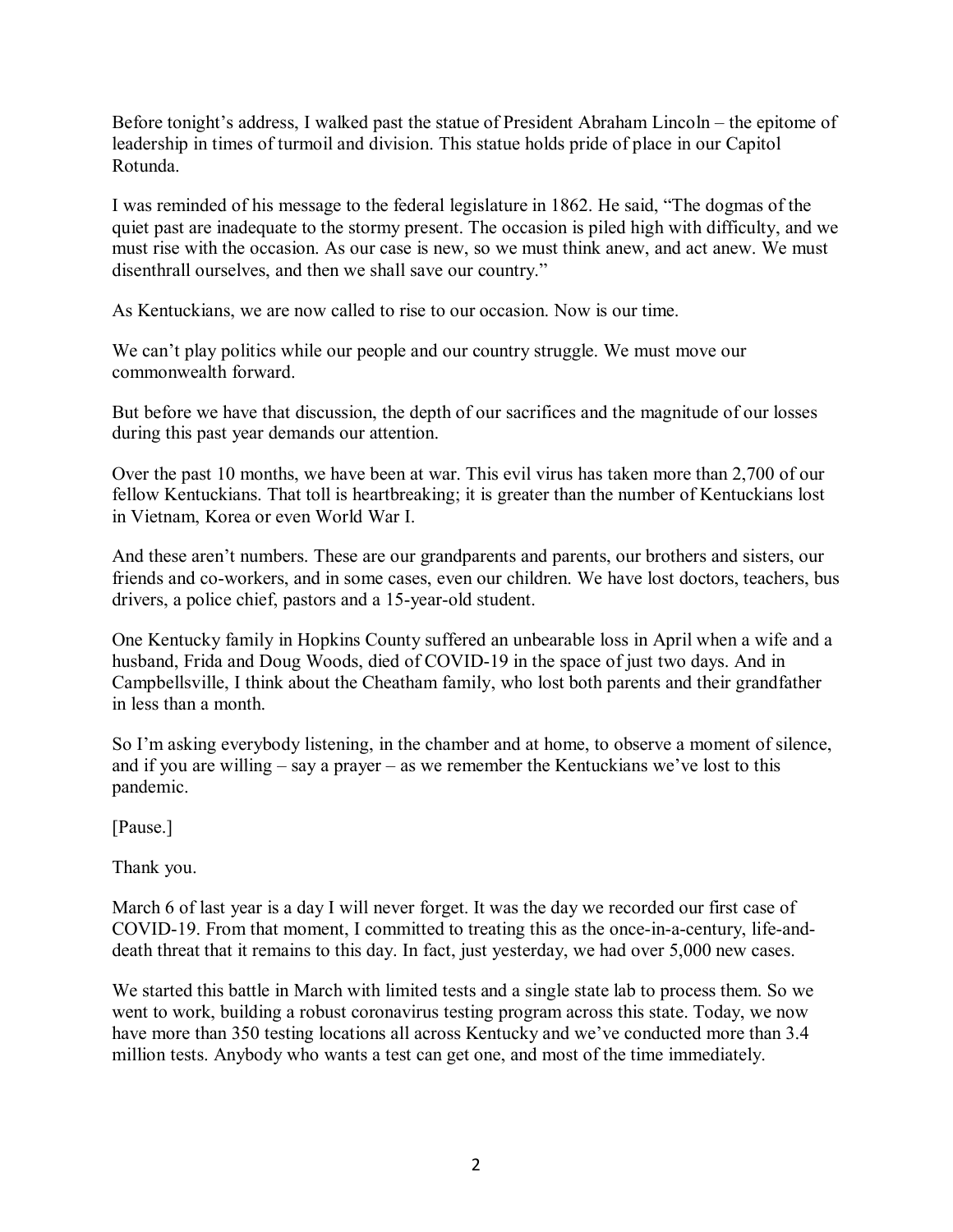Before tonight's address, I walked past the statue of President Abraham Lincoln – the epitome of leadership in times of turmoil and division. This statue holds pride of place in our Capitol Rotunda.

I was reminded of his message to the federal legislature in 1862. He said, "The dogmas of the quiet past are inadequate to the stormy present. The occasion is piled high with difficulty, and we must rise with the occasion. As our case is new, so we must think anew, and act anew. We must disenthrall ourselves, and then we shall save our country."

As Kentuckians, we are now called to rise to our occasion. Now is our time.

We can't play politics while our people and our country struggle. We must move our commonwealth forward.

But before we have that discussion, the depth of our sacrifices and the magnitude of our losses during this past year demands our attention.

Over the past 10 months, we have been at war. This evil virus has taken more than 2,700 of our fellow Kentuckians. That toll is heartbreaking; it is greater than the number of Kentuckians lost in Vietnam, Korea or even World War I.

And these aren't numbers. These are our grandparents and parents, our brothers and sisters, our friends and co-workers, and in some cases, even our children. We have lost doctors, teachers, bus drivers, a police chief, pastors and a 15-year-old student.

One Kentucky family in Hopkins County suffered an unbearable loss in April when a wife and a husband, Frida and Doug Woods, died of COVID-19 in the space of just two days. And in Campbellsville, I think about the Cheatham family, who lost both parents and their grandfather in less than a month.

So I'm asking everybody listening, in the chamber and at home, to observe a moment of silence, and if you are willing – say a prayer – as we remember the Kentuckians we've lost to this pandemic.

[Pause.]

Thank you.

March 6 of last year is a day I will never forget. It was the day we recorded our first case of COVID-19. From that moment, I committed to treating this as the once-in-a-century, life-and-death threat that it remains to this day. In fact, just yesterday, we had over 5,000 new cases.

We started this battle in March with limited tests and a single state lab to process them. So we went to work, building a robust coronavirus testing program across this state. Today, we now have more than 350 testing locations all across Kentucky and we've conducted more than 3.4 million tests. Anybody who wants a test can get one, and most of the time immediately.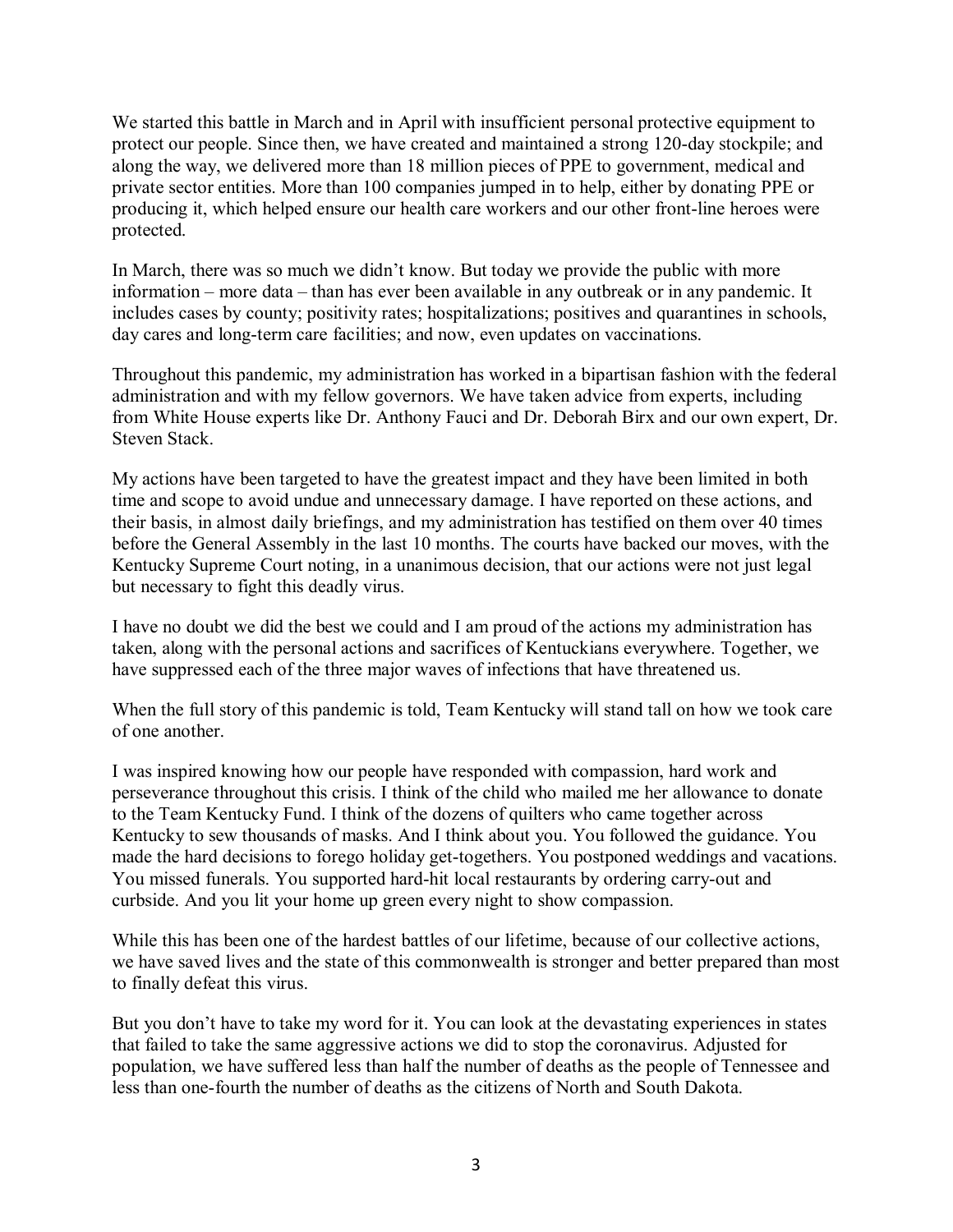We started this battle in March and in April with insufficient personal protective equipment to protect our people. Since then, we have created and maintained a strong 120-day stockpile; and along the way, we delivered more than 18 million pieces of PPE to government, medical and private sector entities. More than 100 companies jumped in to help, either by donating PPE or producing it, which helped ensure our health care workers and our other front-line heroes were protected.

In March, there was so much we didn't know. But today we provide the public with more information – more data – than has ever been available in any outbreak or in any pandemic. It includes cases by county; positivity rates; hospitalizations; positives and quarantines in schools, day cares and long-term care facilities; and now, even updates on vaccinations.

Throughout this pandemic, my administration has worked in a bipartisan fashion with the federal administration and with my fellow governors. We have taken advice from experts, including from White House experts like Dr. Anthony Fauci and Dr. Deborah Birx and our own expert, Dr. Steven Stack.

My actions have been targeted to have the greatest impact and they have been limited in both time and scope to avoid undue and unnecessary damage. I have reported on these actions, and their basis, in almost daily briefings, and my administration has testified on them over 40 times before the General Assembly in the last 10 months. The courts have backed our moves, with the Kentucky Supreme Court noting, in a unanimous decision, that our actions were not just legal but necessary to fight this deadly virus.

I have no doubt we did the best we could and I am proud of the actions my administration has taken, along with the personal actions and sacrifices of Kentuckians everywhere. Together, we have suppressed each of the three major waves of infections that have threatened us.

When the full story of this pandemic is told, Team Kentucky will stand tall on how we took care of one another.

I was inspired knowing how our people have responded with compassion, hard work and perseverance throughout this crisis. I think of the child who mailed me her allowance to donate to the Team Kentucky Fund. I think of the dozens of quilters who came together across Kentucky to sew thousands of masks. And I think about you. You followed the guidance. You made the hard decisions to forego holiday get-togethers. You postponed weddings and vacations. You missed funerals. You supported hard-hit local restaurants by ordering carry-out and curbside. And you lit your home up green every night to show compassion.

While this has been one of the hardest battles of our lifetime, because of our collective actions, we have saved lives and the state of this commonwealth is stronger and better prepared than most to finally defeat this virus.

But you don't have to take my word for it. You can look at the devastating experiences in states that failed to take the same aggressive actions we did to stop the coronavirus. Adjusted for population, we have suffered less than half the number of deaths as the people of Tennessee and less than one-fourth the number of deaths as the citizens of North and South Dakota.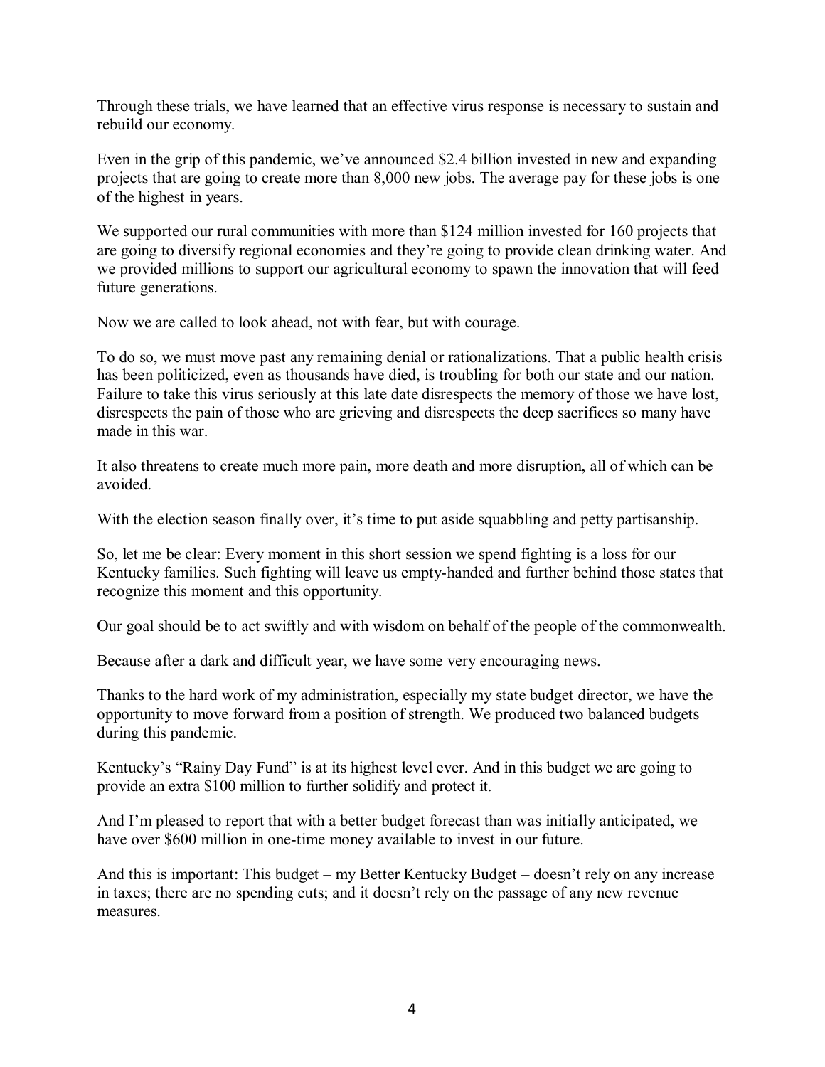Through these trials, we have learned that an effective virus response is necessary to sustain and rebuild our economy.

Even in the grip of this pandemic, we've announced $2.4 billion invested in new and expanding projects that are going to create more than 8,000 new jobs. The average pay for these jobs is one of the highest in years.

We supported our rural communities with more than $124 million invested for 160 projects that are going to diversify regional economies and they're going to provide clean drinking water. And we provided millions to support our agricultural economy to spawn the innovation that will feed future generations.

Now we are called to look ahead, not with fear, but with courage.

To do so, we must move past any remaining denial or rationalizations. That a public health crisis has been politicized, even as thousands have died, is troubling for both our state and our nation. Failure to take this virus seriously at this late date disrespects the memory of those we have lost, disrespects the pain of those who are grieving and disrespects the deep sacrifices so many have made in this war.

It also threatens to create much more pain, more death and more disruption, all of which can be avoided.

With the election season finally over, it's time to put aside squabbling and petty partisanship.

So, let me be clear: Every moment in this short session we spend fighting is a loss for our Kentucky families. Such fighting will leave us empty-handed and further behind those states that recognize this moment and this opportunity.

Our goal should be to act swiftly and with wisdom on behalf of the people of the commonwealth.

Because after a dark and difficult year, we have some very encouraging news.

Thanks to the hard work of my administration, especially my state budget director, we have the opportunity to move forward from a position of strength. We produced two balanced budgets during this pandemic.

Kentucky's "Rainy Day Fund" is at its highest level ever. And in this budget we are going to provide an extra $100 million to further solidify and protect it.

And I'm pleased to report that with a better budget forecast than was initially anticipated, we have over $600 million in one-time money available to invest in our future.

And this is important: This budget – my Better Kentucky Budget – doesn't rely on any increase in taxes; there are no spending cuts; and it doesn't rely on the passage of any new revenue measures.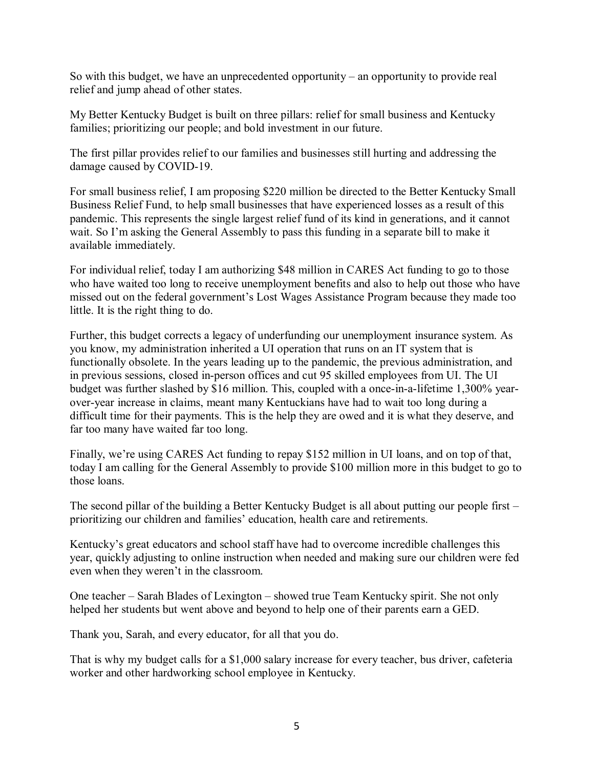So with this budget, we have an unprecedented opportunity – an opportunity to provide real relief and jump ahead of other states.

My Better Kentucky Budget is built on three pillars: relief for small business and Kentucky families; prioritizing our people; and bold investment in our future.

The first pillar provides relief to our families and businesses still hurting and addressing the damage caused by COVID-19.

For small business relief, I am proposing $220 million be directed to the Better Kentucky Small Business Relief Fund, to help small businesses that have experienced losses as a result of this pandemic. This represents the single largest relief fund of its kind in generations, and it cannot wait. So I'm asking the General Assembly to pass this funding in a separate bill to make it available immediately.

For individual relief, today I am authorizing $48 million in CARES Act funding to go to those who have waited too long to receive unemployment benefits and also to help out those who have missed out on the federal government's Lost Wages Assistance Program because they made too little. It is the right thing to do.

Further, this budget corrects a legacy of underfunding our unemployment insurance system. As you know, my administration inherited a UI operation that runs on an IT system that is functionally obsolete. In the years leading up to the pandemic, the previous administration, and in previous sessions, closed in-person offices and cut 95 skilled employees from UI. The UI budget was further slashed by $16 million. This, coupled with a once-in-a-lifetime 1,300% year-over-year increase in claims, meant many Kentuckians have had to wait too long during a difficult time for their payments. This is the help they are owed and it is what they deserve, and far too many have waited far too long.

Finally, we're using CARES Act funding to repay $152 million in UI loans, and on top of that, today I am calling for the General Assembly to provide $100 million more in this budget to go to those loans.

The second pillar of the building a Better Kentucky Budget is all about putting our people first – prioritizing our children and families' education, health care and retirements.

Kentucky's great educators and school staff have had to overcome incredible challenges this year, quickly adjusting to online instruction when needed and making sure our children were fed even when they weren't in the classroom.

One teacher – Sarah Blades of Lexington – showed true Team Kentucky spirit. She not only helped her students but went above and beyond to help one of their parents earn a GED.

Thank you, Sarah, and every educator, for all that you do.

That is why my budget calls for a $1,000 salary increase for every teacher, bus driver, cafeteria worker and other hardworking school employee in Kentucky.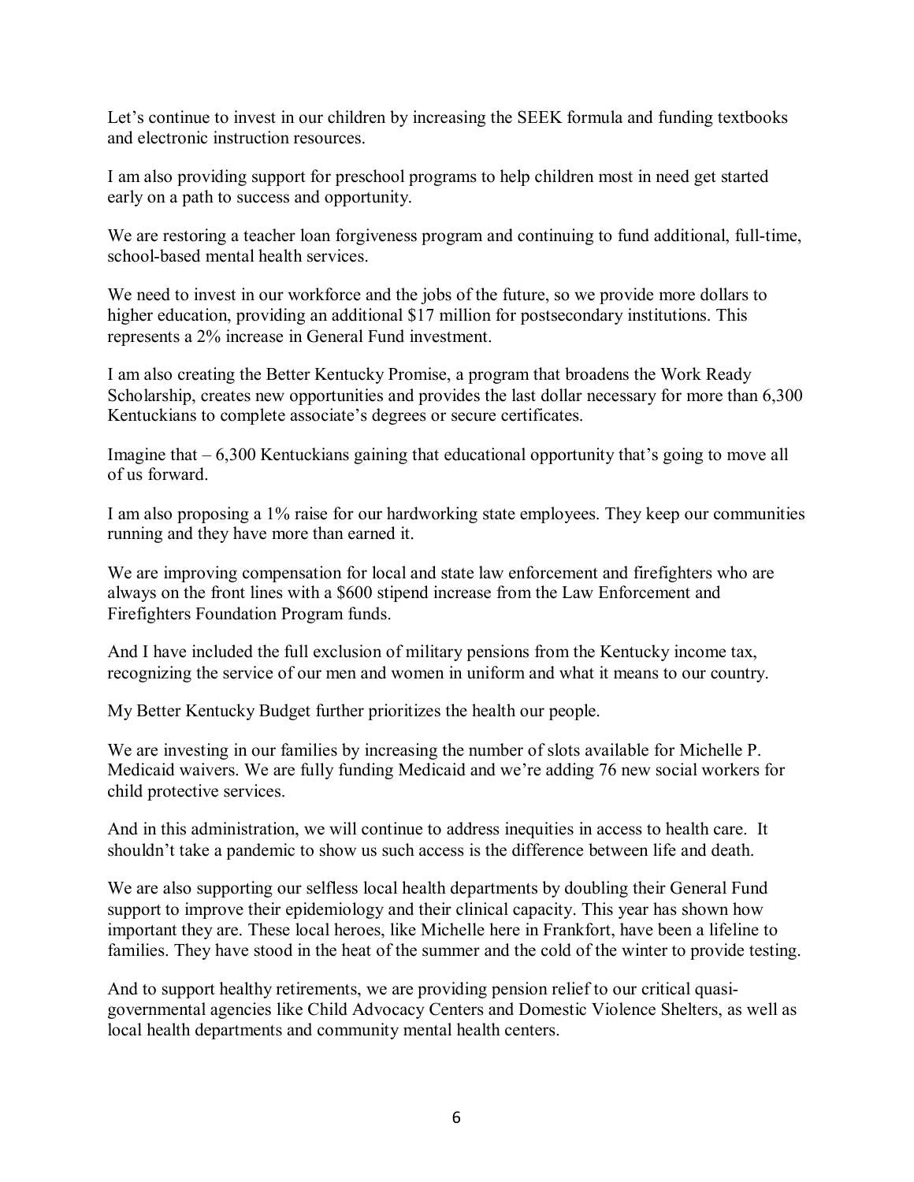Let's continue to invest in our children by increasing the SEEK formula and funding textbooks and electronic instruction resources.

I am also providing support for preschool programs to help children most in need get started early on a path to success and opportunity.

We are restoring a teacher loan forgiveness program and continuing to fund additional, full-time, school-based mental health services.

We need to invest in our workforce and the jobs of the future, so we provide more dollars to higher education, providing an additional $17 million for postsecondary institutions. This represents a 2% increase in General Fund investment.

I am also creating the Better Kentucky Promise, a program that broadens the Work Ready Scholarship, creates new opportunities and provides the last dollar necessary for more than 6,300 Kentuckians to complete associate's degrees or secure certificates.

Imagine that – 6,300 Kentuckians gaining that educational opportunity that's going to move all of us forward.

I am also proposing a 1% raise for our hardworking state employees. They keep our communities running and they have more than earned it.

We are improving compensation for local and state law enforcement and firefighters who are always on the front lines with a $600 stipend increase from the Law Enforcement and Firefighters Foundation Program funds.

And I have included the full exclusion of military pensions from the Kentucky income tax, recognizing the service of our men and women in uniform and what it means to our country.

My Better Kentucky Budget further prioritizes the health our people.

We are investing in our families by increasing the number of slots available for Michelle P. Medicaid waivers. We are fully funding Medicaid and we're adding 76 new social workers for child protective services.

And in this administration, we will continue to address inequities in access to health care. It shouldn't take a pandemic to show us such access is the difference between life and death.

We are also supporting our selfless local health departments by doubling their General Fund support to improve their epidemiology and their clinical capacity. This year has shown how important they are. These local heroes, like Michelle here in Frankfort, have been a lifeline to families. They have stood in the heat of the summer and the cold of the winter to provide testing.

And to support healthy retirements, we are providing pension relief to our critical quasi-governmental agencies like Child Advocacy Centers and Domestic Violence Shelters, as well as local health departments and community mental health centers.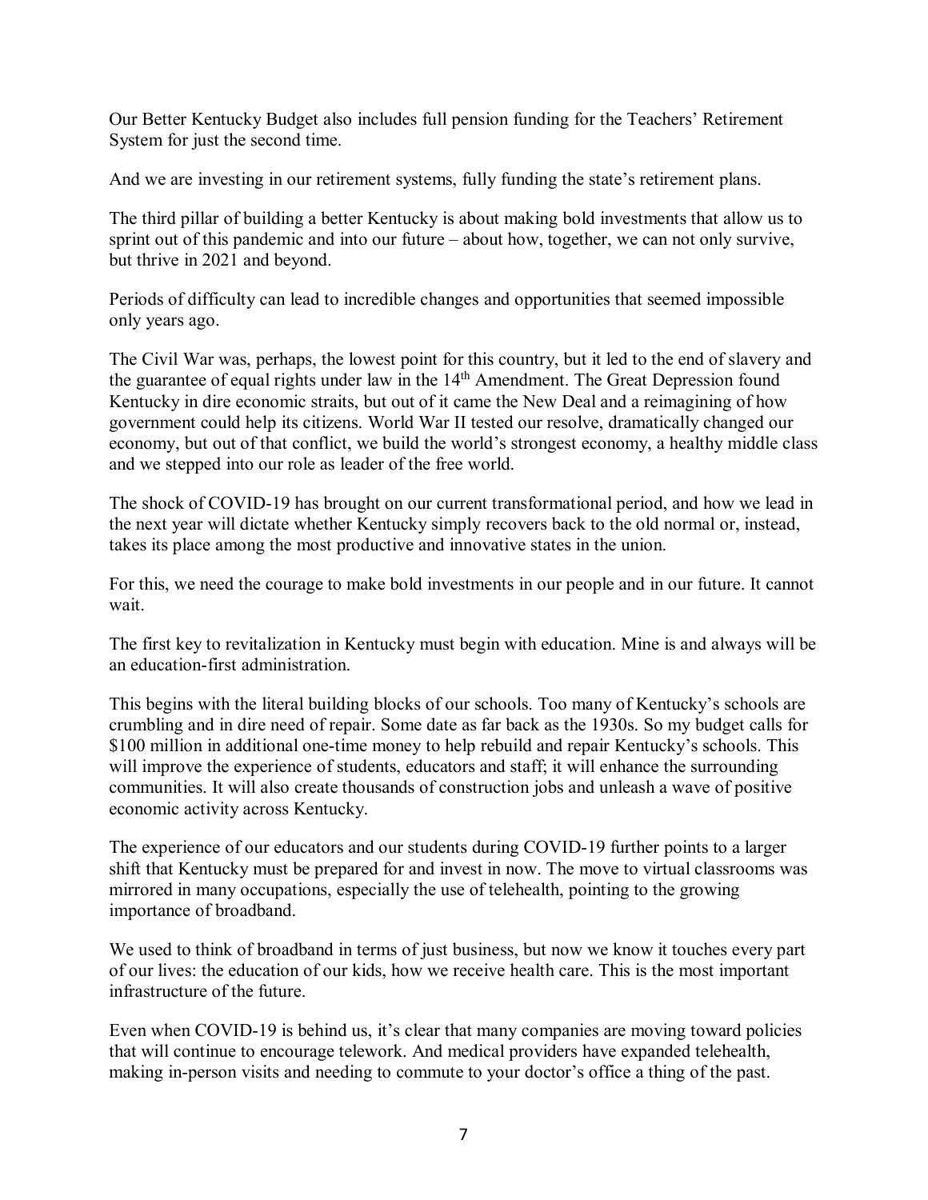Our Better Kentucky Budget also includes full pension funding for the Teachers' Retirement System for just the second time.

And we are investing in our retirement systems, fully funding the state's retirement plans.

The third pillar of building a better Kentucky is about making bold investments that allow us to sprint out of this pandemic and into our future – about how, together, we can not only survive, but thrive in 2021 and beyond.

Periods of difficulty can lead to incredible changes and opportunities that seemed impossible only years ago.

The Civil War was, perhaps, the lowest point for this country, but it led to the end of slavery and the guarantee of equal rights under law in the 14th Amendment. The Great Depression found Kentucky in dire economic straits, but out of it came the New Deal and a reimagining of how government could help its citizens. World War II tested our resolve, dramatically changed our economy, but out of that conflict, we build the world's strongest economy, a healthy middle class and we stepped into our role as leader of the free world.

The shock of COVID-19 has brought on our current transformational period, and how we lead in the next year will dictate whether Kentucky simply recovers back to the old normal or, instead, takes its place among the most productive and innovative states in the union.

For this, we need the courage to make bold investments in our people and in our future. It cannot wait.

The first key to revitalization in Kentucky must begin with education. Mine is and always will be an education-first administration.

This begins with the literal building blocks of our schools. Too many of Kentucky's schools are crumbling and in dire need of repair. Some date as far back as the 1930s. So my budget calls for $100 million in additional one-time money to help rebuild and repair Kentucky's schools. This will improve the experience of students, educators and staff; it will enhance the surrounding communities. It will also create thousands of construction jobs and unleash a wave of positive economic activity across Kentucky.

The experience of our educators and our students during COVID-19 further points to a larger shift that Kentucky must be prepared for and invest in now. The move to virtual classrooms was mirrored in many occupations, especially the use of telehealth, pointing to the growing importance of broadband.

We used to think of broadband in terms of just business, but now we know it touches every part of our lives: the education of our kids, how we receive health care. This is the most important infrastructure of the future.

Even when COVID-19 is behind us, it's clear that many companies are moving toward policies that will continue to encourage telework. And medical providers have expanded telehealth, making in-person visits and needing to commute to your doctor's office a thing of the past.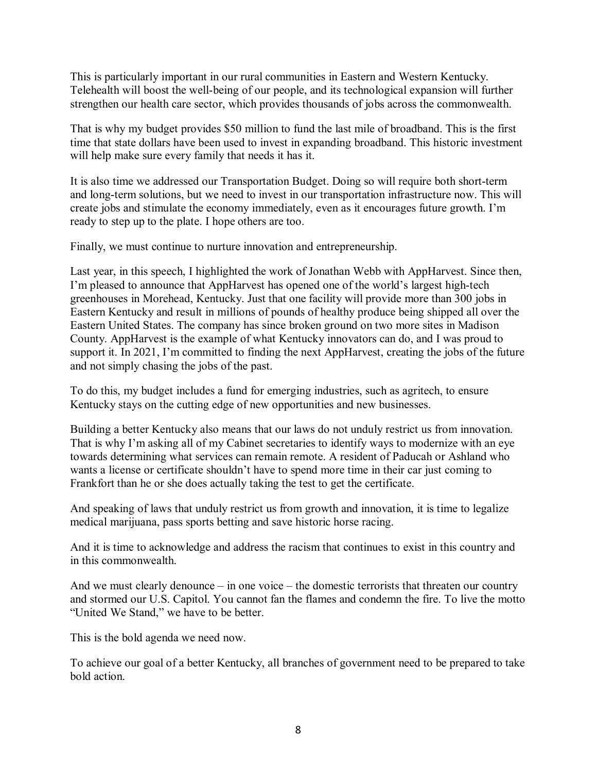This is particularly important in our rural communities in Eastern and Western Kentucky. Telehealth will boost the well-being of our people, and its technological expansion will further strengthen our health care sector, which provides thousands of jobs across the commonwealth.

That is why my budget provides $50 million to fund the last mile of broadband. This is the first time that state dollars have been used to invest in expanding broadband. This historic investment will help make sure every family that needs it has it.

It is also time we addressed our Transportation Budget. Doing so will require both short-term and long-term solutions, but we need to invest in our transportation infrastructure now. This will create jobs and stimulate the economy immediately, even as it encourages future growth. I'm ready to step up to the plate. I hope others are too.

Finally, we must continue to nurture innovation and entrepreneurship.

Last year, in this speech, I highlighted the work of Jonathan Webb with AppHarvest. Since then, I'm pleased to announce that AppHarvest has opened one of the world's largest high-tech greenhouses in Morehead, Kentucky. Just that one facility will provide more than 300 jobs in Eastern Kentucky and result in millions of pounds of healthy produce being shipped all over the Eastern United States. The company has since broken ground on two more sites in Madison County. AppHarvest is the example of what Kentucky innovators can do, and I was proud to support it. In 2021, I'm committed to finding the next AppHarvest, creating the jobs of the future and not simply chasing the jobs of the past.

To do this, my budget includes a fund for emerging industries, such as agritech, to ensure Kentucky stays on the cutting edge of new opportunities and new businesses.

Building a better Kentucky also means that our laws do not unduly restrict us from innovation. That is why I'm asking all of my Cabinet secretaries to identify ways to modernize with an eye towards determining what services can remain remote. A resident of Paducah or Ashland who wants a license or certificate shouldn't have to spend more time in their car just coming to Frankfort than he or she does actually taking the test to get the certificate.

And speaking of laws that unduly restrict us from growth and innovation, it is time to legalize medical marijuana, pass sports betting and save historic horse racing.

And it is time to acknowledge and address the racism that continues to exist in this country and in this commonwealth.

And we must clearly denounce – in one voice – the domestic terrorists that threaten our country and stormed our U.S. Capitol. You cannot fan the flames and condemn the fire. To live the motto "United We Stand," we have to be better.

This is the bold agenda we need now.

To achieve our goal of a better Kentucky, all branches of government need to be prepared to take bold action.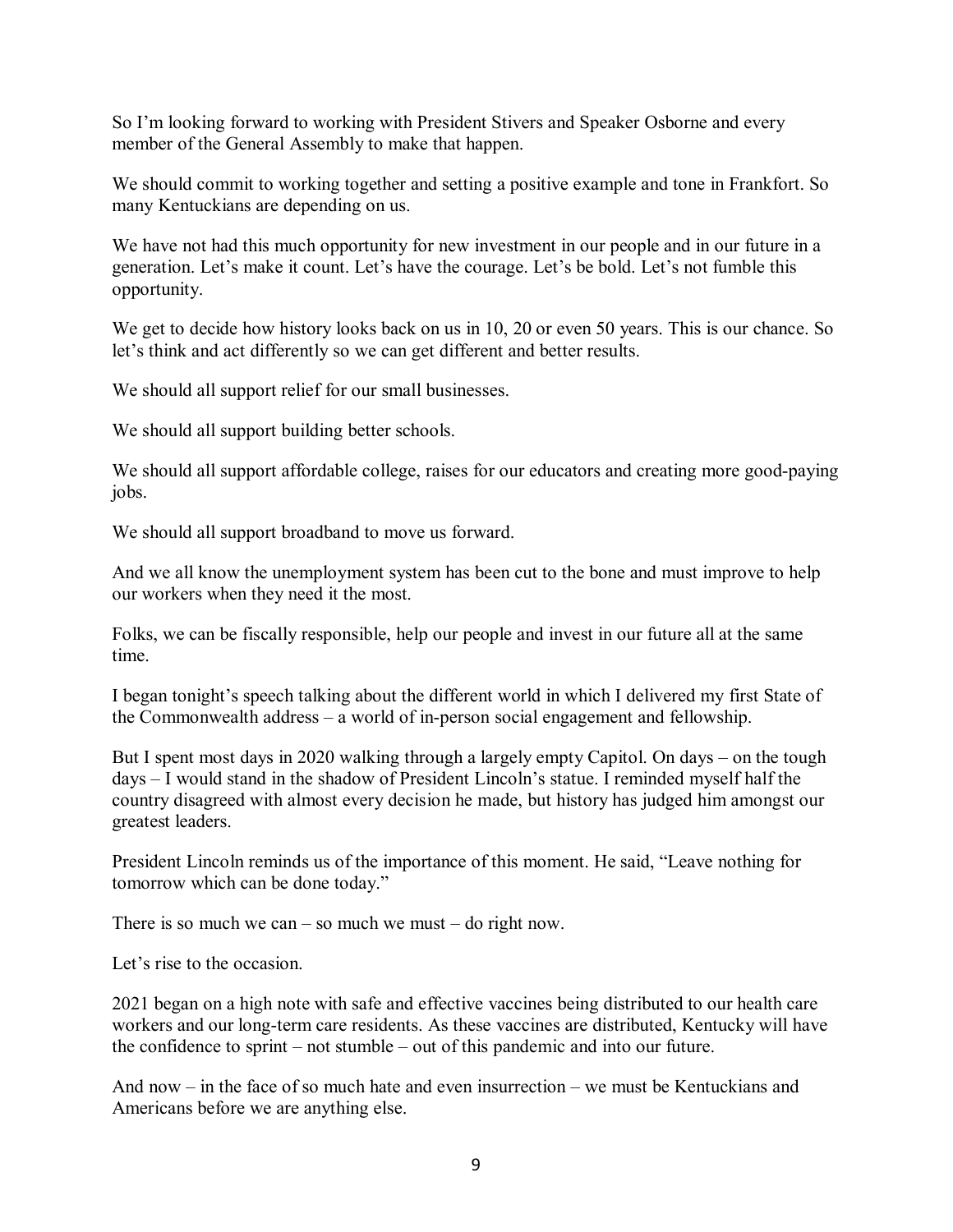So I'm looking forward to working with President Stivers and Speaker Osborne and every member of the General Assembly to make that happen.

We should commit to working together and setting a positive example and tone in Frankfort. So many Kentuckians are depending on us.

We have not had this much opportunity for new investment in our people and in our future in a generation. Let's make it count. Let's have the courage. Let's be bold. Let's not fumble this opportunity.

We get to decide how history looks back on us in 10, 20 or even 50 years. This is our chance. So let's think and act differently so we can get different and better results.

We should all support relief for our small businesses.

We should all support building better schools.

We should all support affordable college, raises for our educators and creating more good-paying jobs.

We should all support broadband to move us forward.

And we all know the unemployment system has been cut to the bone and must improve to help our workers when they need it the most.

Folks, we can be fiscally responsible, help our people and invest in our future all at the same time.

I began tonight's speech talking about the different world in which I delivered my first State of the Commonwealth address – a world of in-person social engagement and fellowship.

But I spent most days in 2020 walking through a largely empty Capitol. On days – on the tough days – I would stand in the shadow of President Lincoln's statue. I reminded myself half the country disagreed with almost every decision he made, but history has judged him amongst our greatest leaders.

President Lincoln reminds us of the importance of this moment. He said, "Leave nothing for tomorrow which can be done today."

There is so much we can – so much we must – do right now.

Let's rise to the occasion.

2021 began on a high note with safe and effective vaccines being distributed to our health care workers and our long-term care residents. As these vaccines are distributed, Kentucky will have the confidence to sprint – not stumble – out of this pandemic and into our future.

And now – in the face of so much hate and even insurrection – we must be Kentuckians and Americans before we are anything else.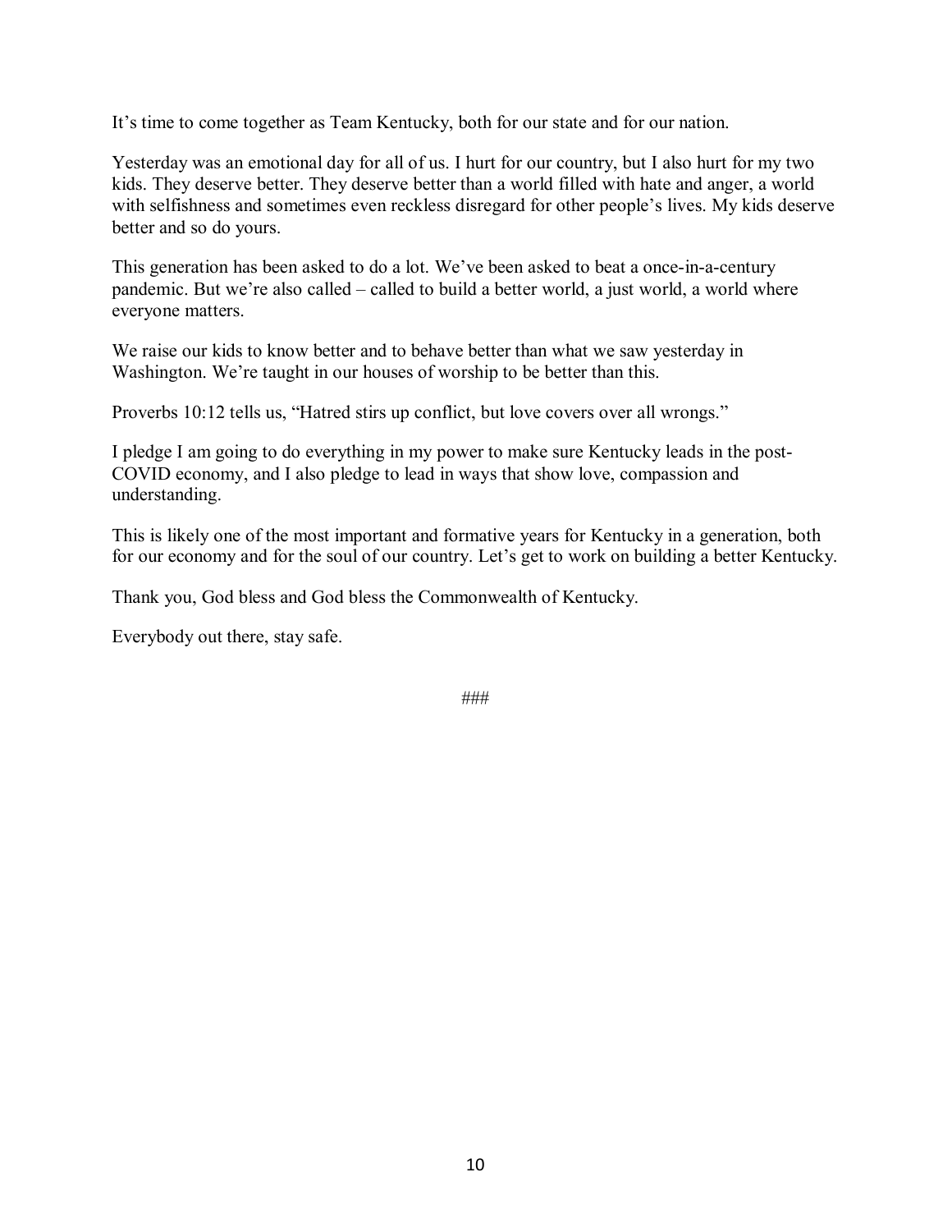It's time to come together as Team Kentucky, both for our state and for our nation.

Yesterday was an emotional day for all of us. I hurt for our country, but I also hurt for my two kids. They deserve better. They deserve better than a world filled with hate and anger, a world with selfishness and sometimes even reckless disregard for other people's lives. My kids deserve better and so do yours.

This generation has been asked to do a lot. We've been asked to beat a once-in-a-century pandemic. But we're also called – called to build a better world, a just world, a world where everyone matters.

We raise our kids to know better and to behave better than what we saw yesterday in Washington. We're taught in our houses of worship to be better than this.

Proverbs 10:12 tells us, "Hatred stirs up conflict, but love covers over all wrongs."

I pledge I am going to do everything in my power to make sure Kentucky leads in the post-COVID economy, and I also pledge to lead in ways that show love, compassion and understanding.

This is likely one of the most important and formative years for Kentucky in a generation, both for our economy and for the soul of our country. Let's get to work on building a better Kentucky.

Thank you, God bless and God bless the Commonwealth of Kentucky.

Everybody out there, stay safe.

###